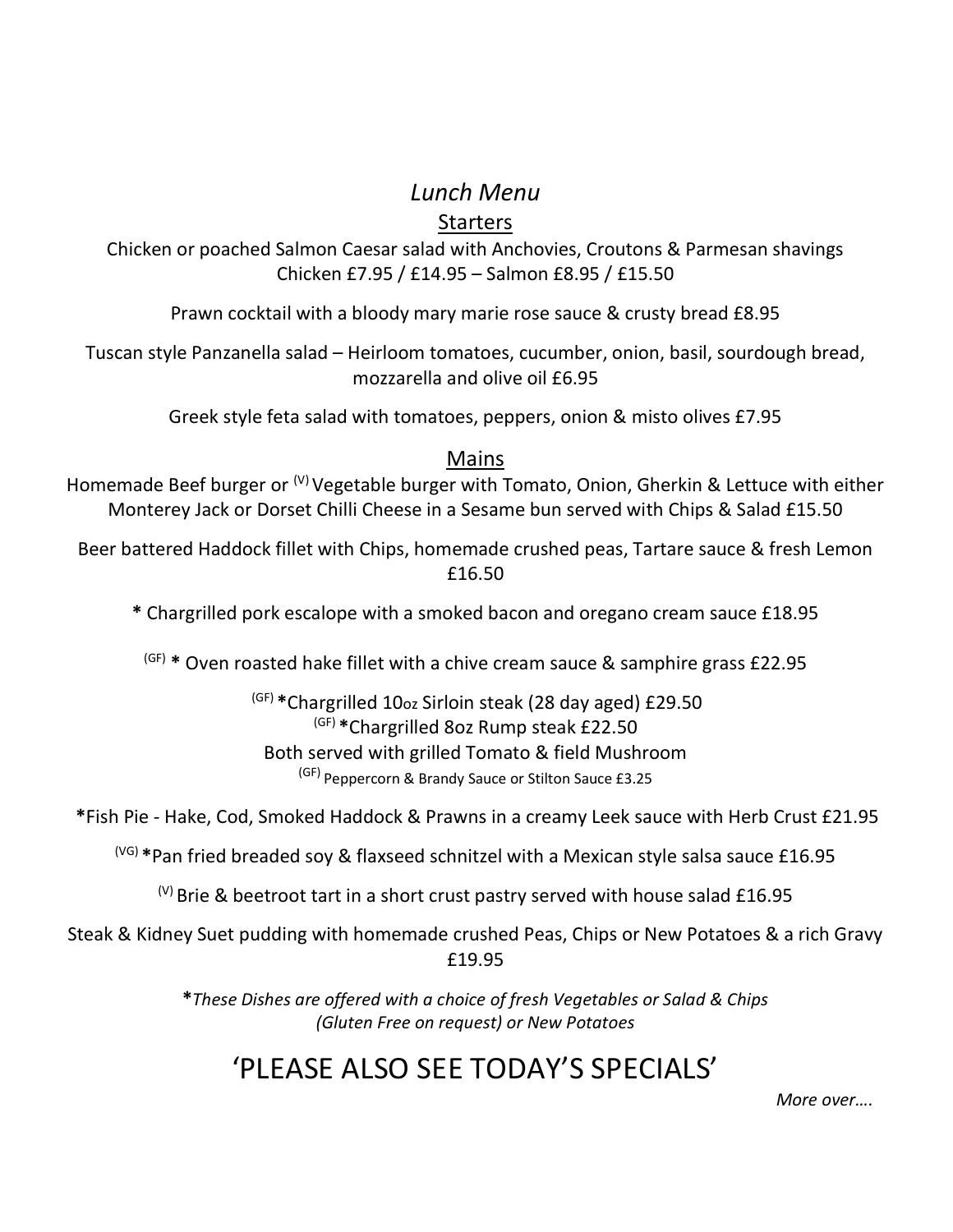# *Lunch Menu*

## Starters

Chicken or poached Salmon Caesar salad with Anchovies, Croutons & Parmesan shavings
Chicken £7.95 / £14.95 – Salmon £8.95 / £15.50

Prawn cocktail with a bloody mary marie rose sauce & crusty bread £8.95

Tuscan style Panzanella salad – Heirloom tomatoes, cucumber, onion, basil, sourdough bread, mozzarella and olive oil £6.95

Greek style feta salad with tomatoes, peppers, onion & misto olives £7.95

## Mains

Homemade Beef burger or (V) Vegetable burger with Tomato, Onion, Gherkin & Lettuce with either Monterey Jack or Dorset Chilli Cheese in a Sesame bun served with Chips & Salad £15.50

Beer battered Haddock fillet with Chips, homemade crushed peas, Tartare sauce & fresh Lemon £16.50

**\*** Chargrilled pork escalope with a smoked bacon and oregano cream sauce £18.95

(GF) **\*** Oven roasted hake fillet with a chive cream sauce & samphire grass £22.95

(GF) **\***Chargrilled 10oz Sirloin steak (28 day aged) £29.50
(GF) **\***Chargrilled 8oz Rump steak £22.50
Both served with grilled Tomato & field Mushroom
(GF) Peppercorn & Brandy Sauce or Stilton Sauce £3.25

**\***Fish Pie - Hake, Cod, Smoked Haddock & Prawns in a creamy Leek sauce with Herb Crust £21.95

(VG) **\***Pan fried breaded soy & flaxseed schnitzel with a Mexican style salsa sauce £16.95

(V) Brie & beetroot tart in a short crust pastry served with house salad £16.95

Steak & Kidney Suet pudding with homemade crushed Peas, Chips or New Potatoes & a rich Gravy £19.95

**\****These Dishes are offered with a choice of fresh Vegetables or Salad & Chips (Gluten Free on request) or New Potatoes*

## 'PLEASE ALSO SEE TODAY'S SPECIALS'

*More over….*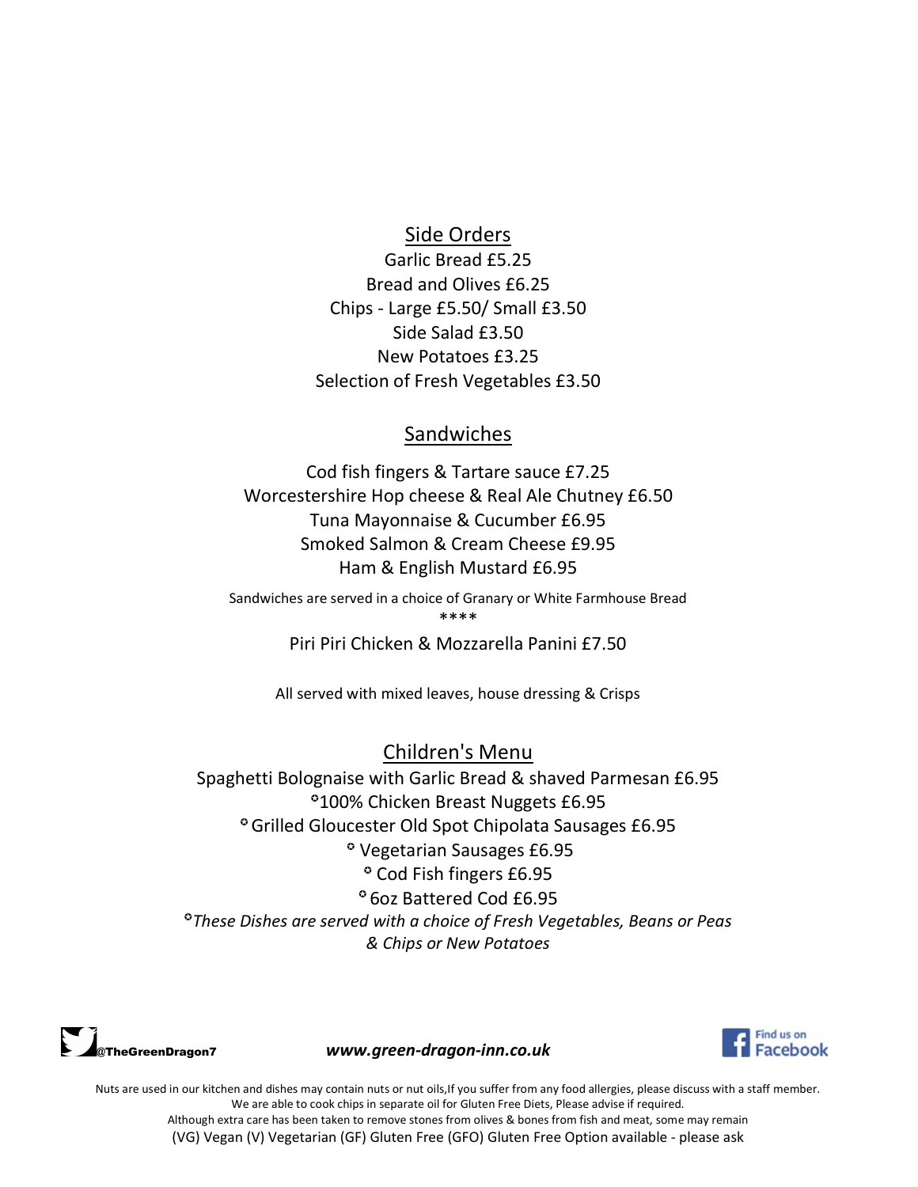## Side Orders

Garlic Bread £5.25
Bread and Olives £6.25
Chips - Large £5.50/ Small £3.50
Side Salad £3.50
New Potatoes £3.25
Selection of Fresh Vegetables £3.50

## Sandwiches

Cod fish fingers & Tartare sauce £7.25
Worcestershire Hop cheese & Real Ale Chutney £6.50
Tuna Mayonnaise & Cucumber £6.95
Smoked Salmon & Cream Cheese £9.95
Ham & English Mustard £6.95

Sandwiches are served in a choice of Granary or White Farmhouse Bread

****

Piri Piri Chicken & Mozzarella Panini £7.50

All served with mixed leaves, house dressing & Crisps

## Children's Menu

Spaghetti Bolognaise with Garlic Bread & shaved Parmesan £6.95
✪100% Chicken Breast Nuggets £6.95
✪ Grilled Gloucester Old Spot Chipolata Sausages £6.95
✪ Vegetarian Sausages £6.95
✪ Cod Fish fingers £6.95
✪ 6oz Battered Cod £6.95

✪*These Dishes are served with a choice of Fresh Vegetables, Beans or Peas & Chips or New Potatoes*

@TheGreenDragon7 ***www.green-dragon-inn.co.uk*** Find us on Facebook

Nuts are used in our kitchen and dishes may contain nuts or nut oils,If you suffer from any food allergies, please discuss with a staff member.
We are able to cook chips in separate oil for Gluten Free Diets, Please advise if required.
Although extra care has been taken to remove stones from olives & bones from fish and meat, some may remain
(VG) Vegan (V) Vegetarian (GF) Gluten Free (GFO) Gluten Free Option available - please ask